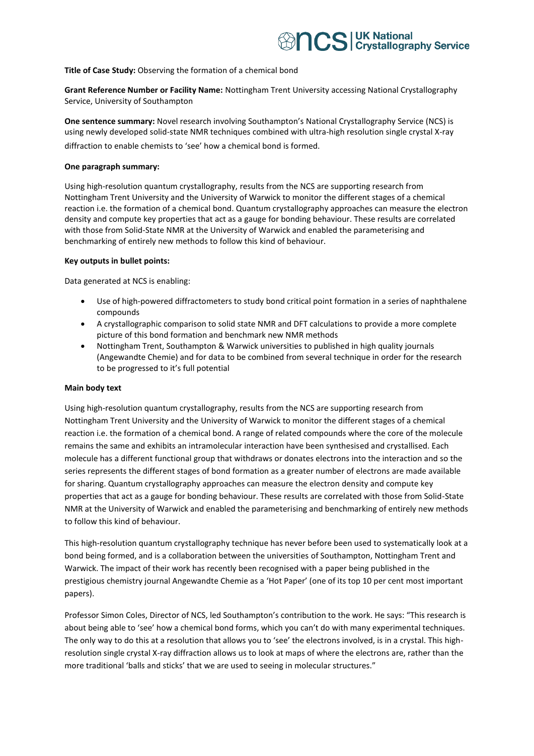**Title of Case Study:** Observing the formation of a chemical bond

**Grant Reference Number or Facility Name:** Nottingham Trent University accessing National Crystallography Service, University of Southampton

**One sentence summary:** Novel research involving Southampton's National Crystallography Service (NCS) is using newly developed solid-state NMR techniques combined with ultra-high resolution single crystal X-ray diffraction to enable chemists to 'see' how a chemical bond is formed.

**One paragraph summary:**

Using high-resolution quantum crystallography, results from the NCS are supporting research from Nottingham Trent University and the University of Warwick to monitor the different stages of a chemical reaction i.e. the formation of a chemical bond. Quantum crystallography approaches can measure the electron density and compute key properties that act as a gauge for bonding behaviour. These results are correlated with those from Solid-State NMR at the University of Warwick and enabled the parameterising and benchmarking of entirely new methods to follow this kind of behaviour.

**Key outputs in bullet points:**

Data generated at NCS is enabling:

- Use of high-powered diffractometers to study bond critical point formation in a series of naphthalene compounds
- A crystallographic comparison to solid state NMR and DFT calculations to provide a more complete picture of this bond formation and benchmark new NMR methods
- Nottingham Trent, Southampton & Warwick universities to published in high quality journals (Angewandte Chemie) and for data to be combined from several technique in order for the research to be progressed to it's full potential

**Main body text**

Using high-resolution quantum crystallography, results from the NCS are supporting research from Nottingham Trent University and the University of Warwick to monitor the different stages of a chemical reaction i.e. the formation of a chemical bond. A range of related compounds where the core of the molecule remains the same and exhibits an intramolecular interaction have been synthesised and crystallised. Each molecule has a different functional group that withdraws or donates electrons into the interaction and so the series represents the different stages of bond formation as a greater number of electrons are made available for sharing. Quantum crystallography approaches can measure the electron density and compute key properties that act as a gauge for bonding behaviour. These results are correlated with those from Solid-State NMR at the University of Warwick and enabled the parameterising and benchmarking of entirely new methods to follow this kind of behaviour.

This high-resolution quantum crystallography technique has never before been used to systematically look at a bond being formed, and is a collaboration between the universities of Southampton, Nottingham Trent and Warwick. The impact of their work has recently been recognised with a paper being published in the prestigious chemistry journal Angewandte Chemie as a 'Hot Paper' (one of its top 10 per cent most important papers).

Professor Simon Coles, Director of NCS, led Southampton's contribution to the work. He says: "This research is about being able to 'see' how a chemical bond forms, which you can't do with many experimental techniques. The only way to do this at a resolution that allows you to 'see' the electrons involved, is in a crystal. This high-resolution single crystal X-ray diffraction allows us to look at maps of where the electrons are, rather than the more traditional 'balls and sticks' that we are used to seeing in molecular structures."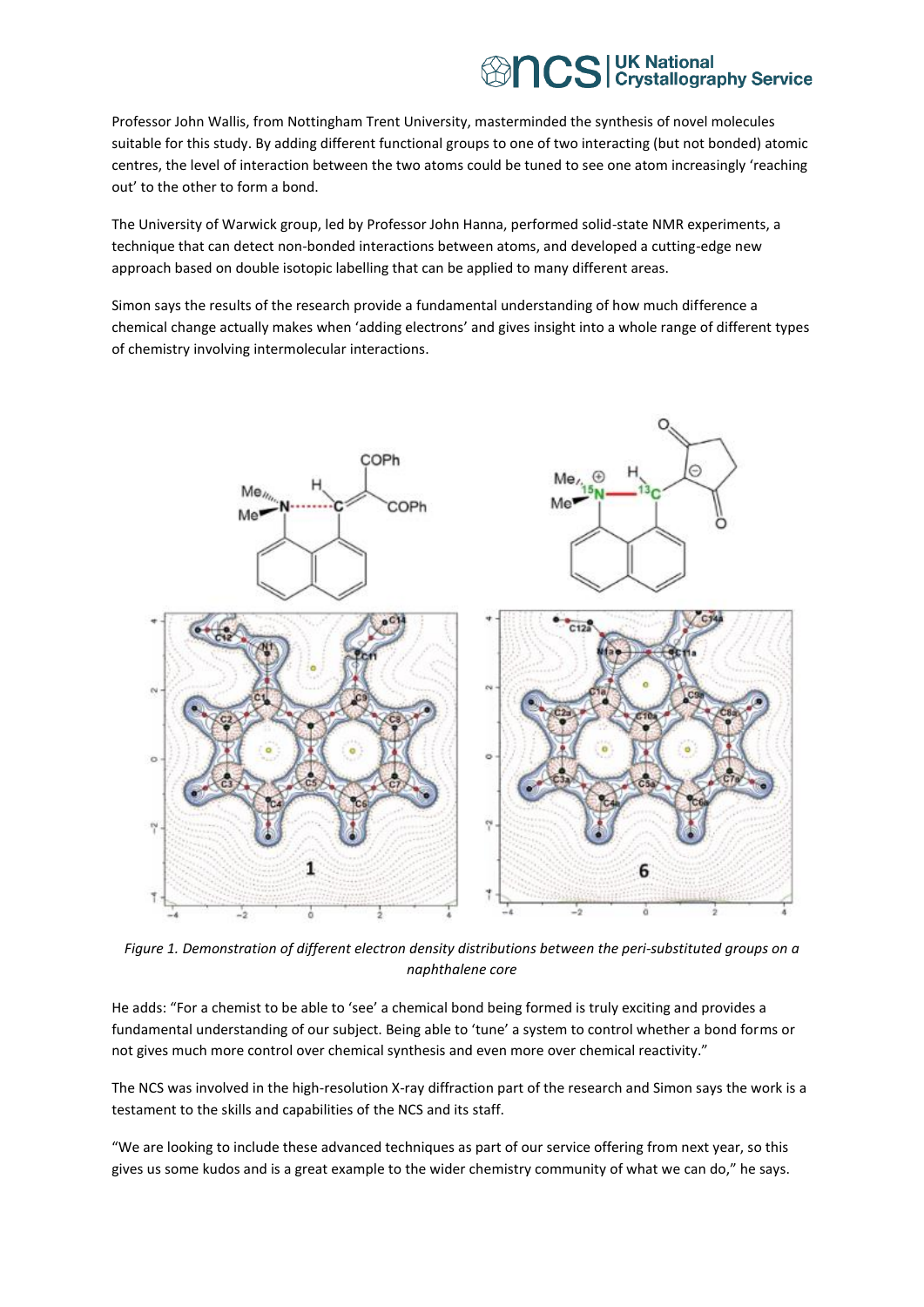Professor John Wallis, from Nottingham Trent University, masterminded the synthesis of novel molecules suitable for this study. By adding different functional groups to one of two interacting (but not bonded) atomic centres, the level of interaction between the two atoms could be tuned to see one atom increasingly 'reaching out' to the other to form a bond.

The University of Warwick group, led by Professor John Hanna, performed solid-state NMR experiments, a technique that can detect non-bonded interactions between atoms, and developed a cutting-edge new approach based on double isotopic labelling that can be applied to many different areas.

Simon says the results of the research provide a fundamental understanding of how much difference a chemical change actually makes when 'adding electrons' and gives insight into a whole range of different types of chemistry involving intermolecular interactions.

*Figure 1. Demonstration of different electron density distributions between the peri-substituted groups on a naphthalene core*

He adds: "For a chemist to be able to 'see' a chemical bond being formed is truly exciting and provides a fundamental understanding of our subject. Being able to 'tune' a system to control whether a bond forms or not gives much more control over chemical synthesis and even more over chemical reactivity."

The NCS was involved in the high-resolution X-ray diffraction part of the research and Simon says the work is a testament to the skills and capabilities of the NCS and its staff.

"We are looking to include these advanced techniques as part of our service offering from next year, so this gives us some kudos and is a great example to the wider chemistry community of what we can do," he says.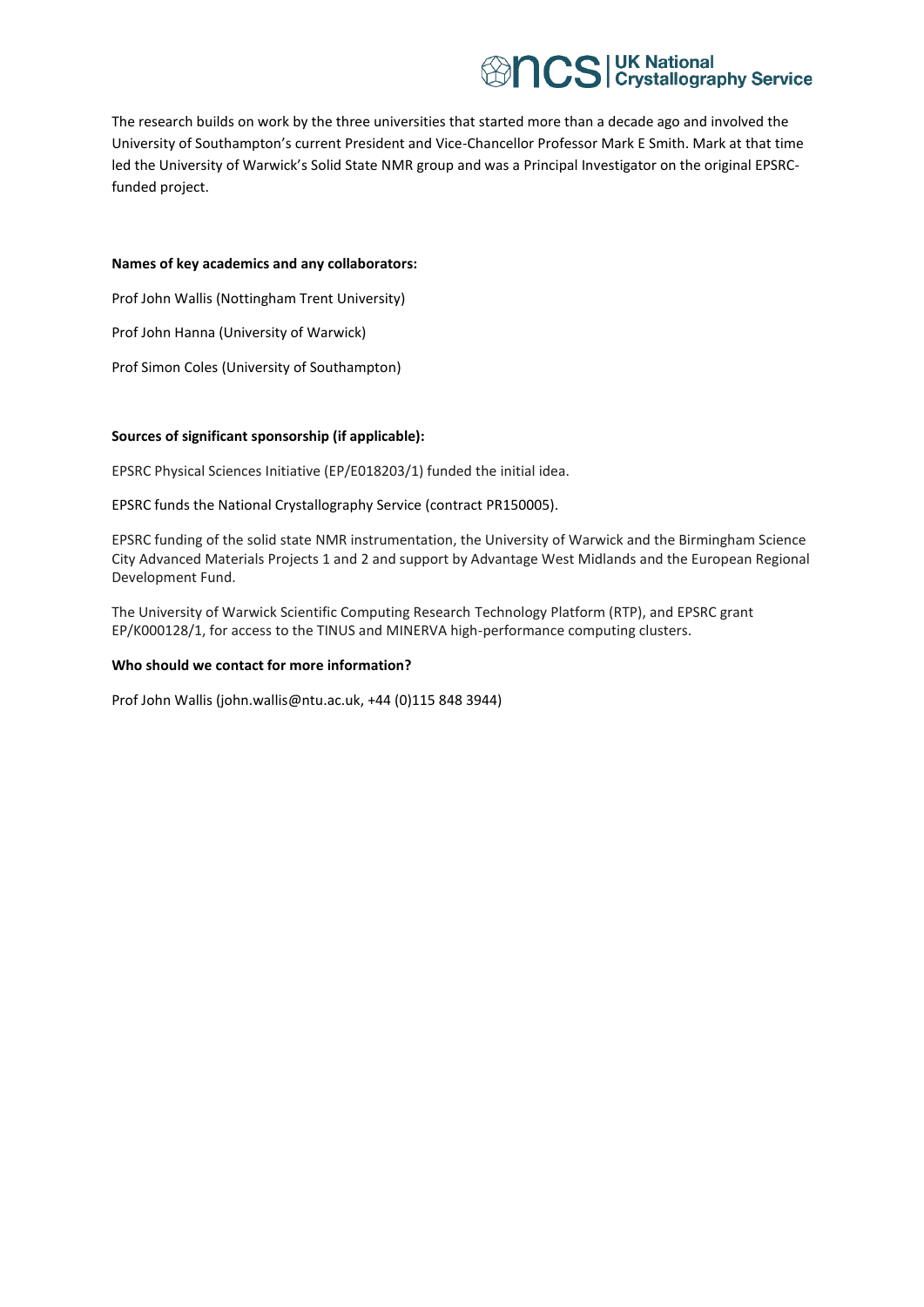The research builds on work by the three universities that started more than a decade ago and involved the University of Southampton's current President and Vice-Chancellor Professor Mark E Smith. Mark at that time led the University of Warwick's Solid State NMR group and was a Principal Investigator on the original EPSRC-funded project.

**Names of key academics and any collaborators:**

Prof John Wallis (Nottingham Trent University)

Prof John Hanna (University of Warwick)

Prof Simon Coles (University of Southampton)

**Sources of significant sponsorship (if applicable):**

EPSRC Physical Sciences Initiative (EP/E018203/1) funded the initial idea.

EPSRC funds the National Crystallography Service (contract PR150005).

EPSRC funding of the solid state NMR instrumentation, the University of Warwick and the Birmingham Science City Advanced Materials Projects 1 and 2 and support by Advantage West Midlands and the European Regional Development Fund.

The University of Warwick Scientific Computing Research Technology Platform (RTP), and EPSRC grant EP/K000128/1, for access to the TINUS and MINERVA high-performance computing clusters.

**Who should we contact for more information?**

Prof John Wallis (john.wallis@ntu.ac.uk, +44 (0)115 848 3944)